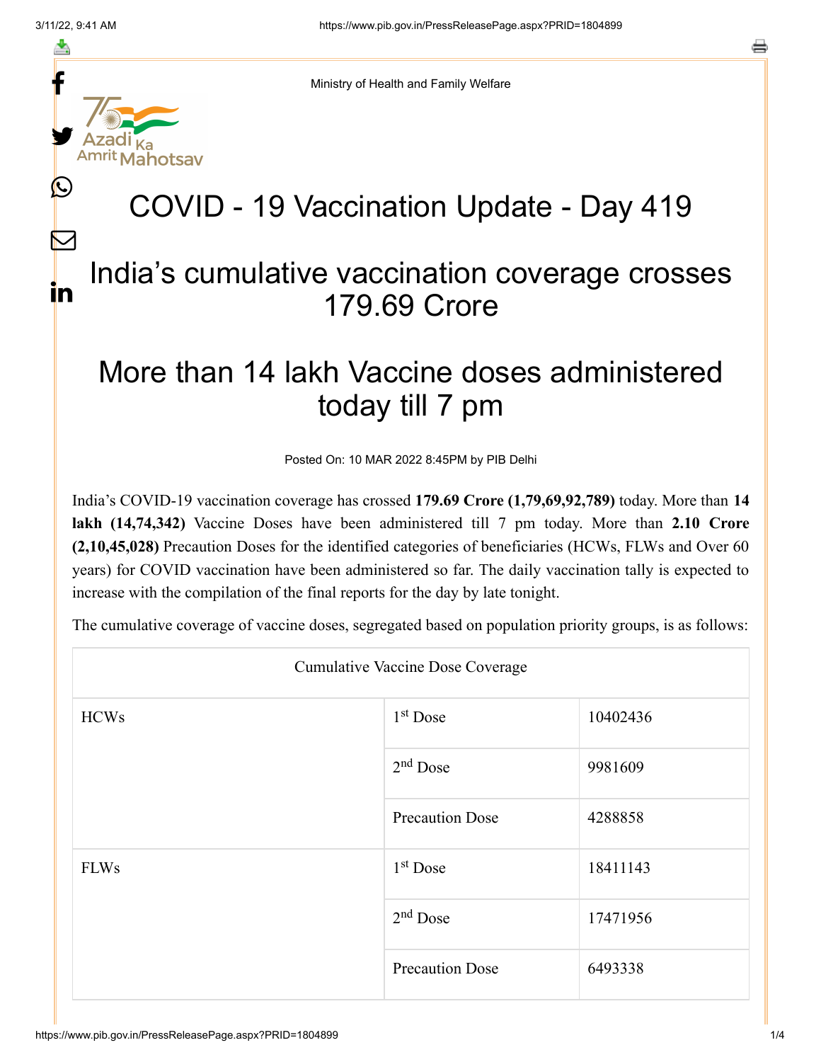Ministry of Health and Family Welfare

# COVID - 19 Vaccination Update - Day 419

## India's cumulative vaccination coverage crosses 179.69 Crore

## More than 14 lakh Vaccine doses administered today till 7 pm

Posted On: 10 MAR 2022 8:45PM by PIB Delhi

India's COVID-19 vaccination coverage has crossed **179.69 Crore (1,79,69,92,789)** today. More than **14 lakh (14,74,342)** Vaccine Doses have been administered till 7 pm today. More than **2.10 Crore (2,10,45,028)** Precaution Doses for the identified categories of beneficiaries (HCWs, FLWs and Over 60 years) for COVID vaccination have been administered so far. The daily vaccination tally is expected to increase with the compilation of the final reports for the day by late tonight.

The cumulative coverage of vaccine doses, segregated based on population priority groups, is as follows:

| Cumulative Vaccine Dose Coverage | | |
|---|---|---|
| HCWs | 1st Dose | 10402436 |
| | 2nd Dose | 9981609 |
| | Precaution Dose | 4288858 |
| FLWs | 1st Dose | 18411143 |
| | 2nd Dose | 17471956 |
| | Precaution Dose | 6493338 |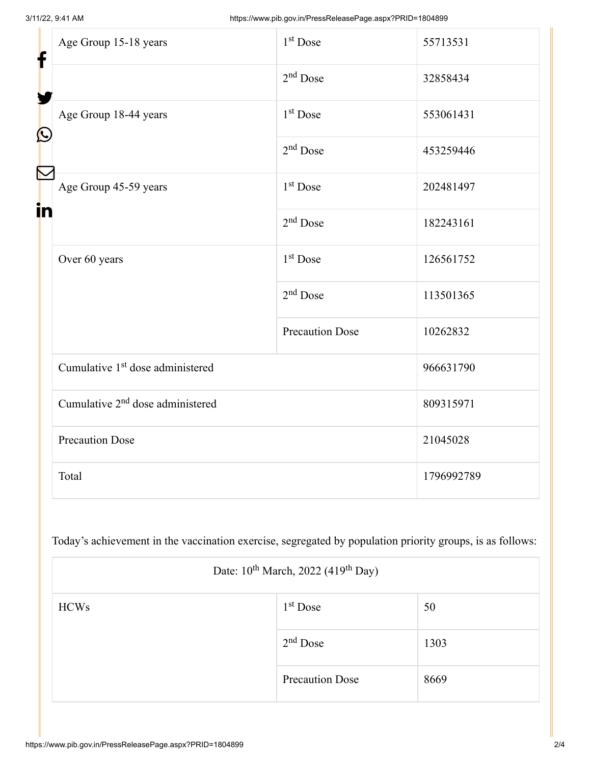| Age Group 15-18 years | 1st Dose | 55713531 |
|---|---|---|
| | 2nd Dose | 32858434 |
| Age Group 18-44 years | 1st Dose | 553061431 |
| | 2nd Dose | 453259446 |
| Age Group 45-59 years | 1st Dose | 202481497 |
| | 2nd Dose | 182243161 |
| Over 60 years | 1st Dose | 126561752 |
| | 2nd Dose | 113501365 |
| | Precaution Dose | 10262832 |
| Cumulative 1st dose administered | | 966631790 |
| Cumulative 2nd dose administered | | 809315971 |
| Precaution Dose | | 21045028 |
| Total | | 1796992789 |

Today's achievement in the vaccination exercise, segregated by population priority groups, is as follows:

| Date: 10th March, 2022 (419th Day) | | |
|---|---|---|
| HCWs | 1st Dose | 50 |
| | 2nd Dose | 1303 |
| | Precaution Dose | 8669 |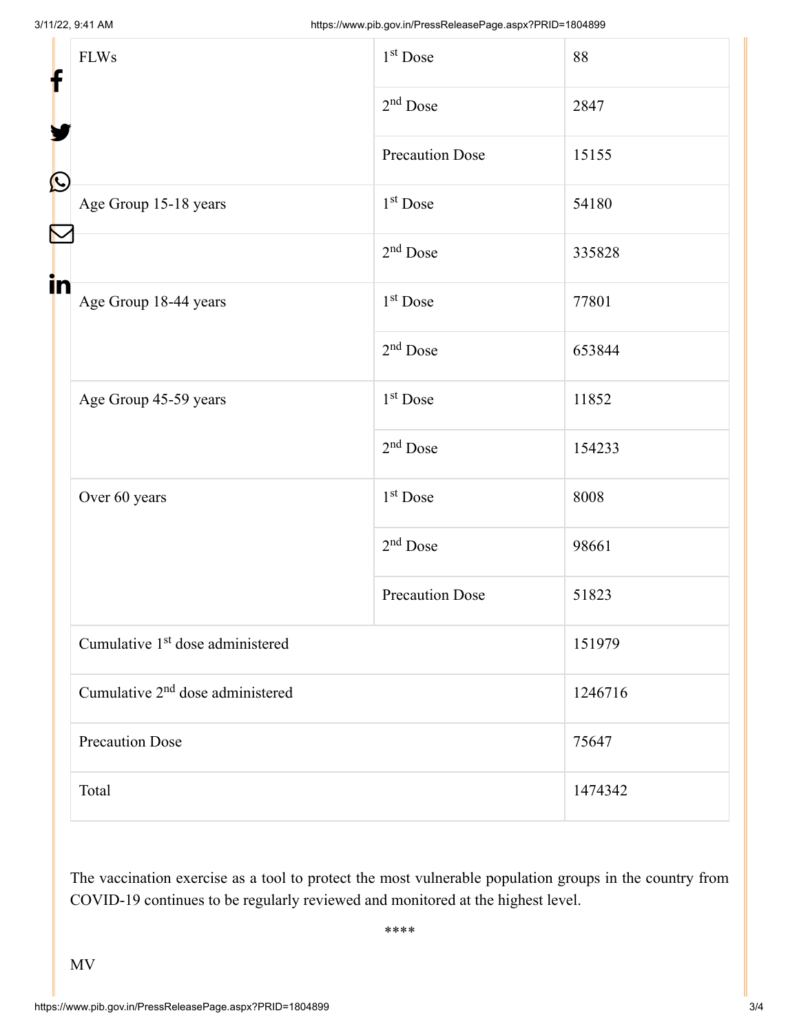| FLWs | 1st Dose | 88 |
| --- | --- | --- |
| | 2nd Dose | 2847 |
| | Precaution Dose | 15155 |
| Age Group 15-18 years | 1st Dose | 54180 |
| | 2nd Dose | 335828 |
| Age Group 18-44 years | 1st Dose | 77801 |
| | 2nd Dose | 653844 |
| Age Group 45-59 years | 1st Dose | 11852 |
| | 2nd Dose | 154233 |
| Over 60 years | 1st Dose | 8008 |
| | 2nd Dose | 98661 |
| | Precaution Dose | 51823 |
| Cumulative 1st dose administered | | 151979 |
| Cumulative 2nd dose administered | | 1246716 |
| Precaution Dose | | 75647 |
| Total | | 1474342 |

The vaccination exercise as a tool to protect the most vulnerable population groups in the country from COVID-19 continues to be regularly reviewed and monitored at the highest level.

****

MV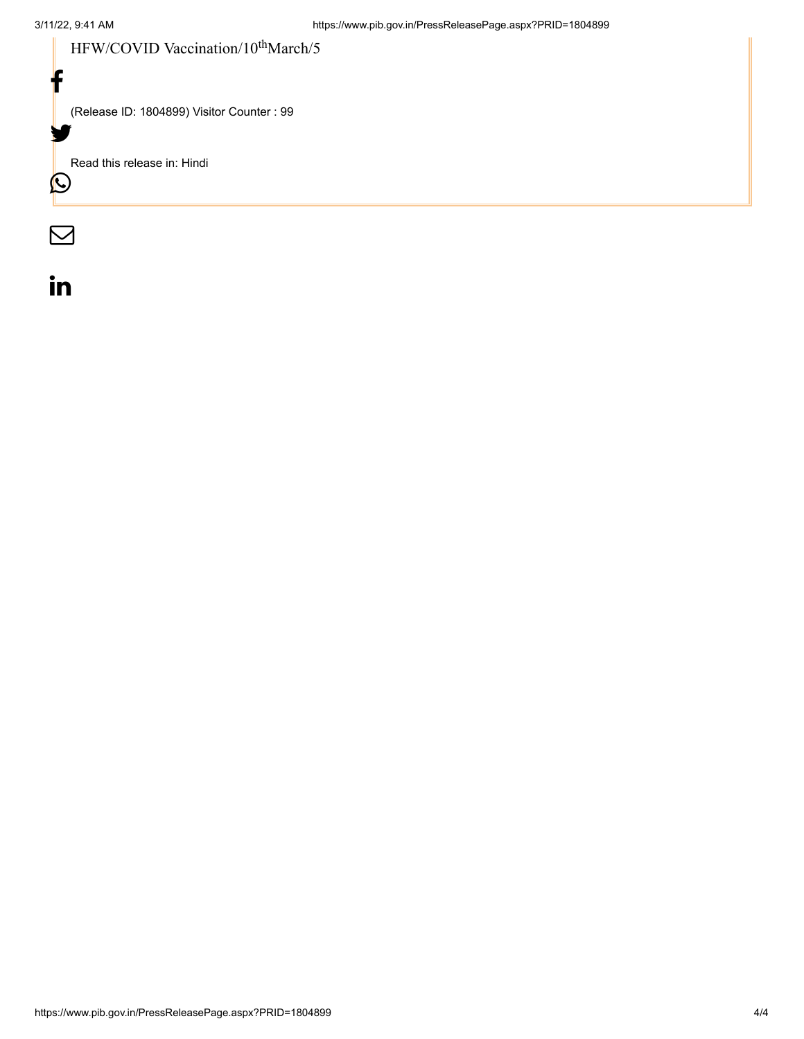HFW/COVID Vaccination/10thMarch/5

(Release ID: 1804899) Visitor Counter : 99

Read this release in: Hindi